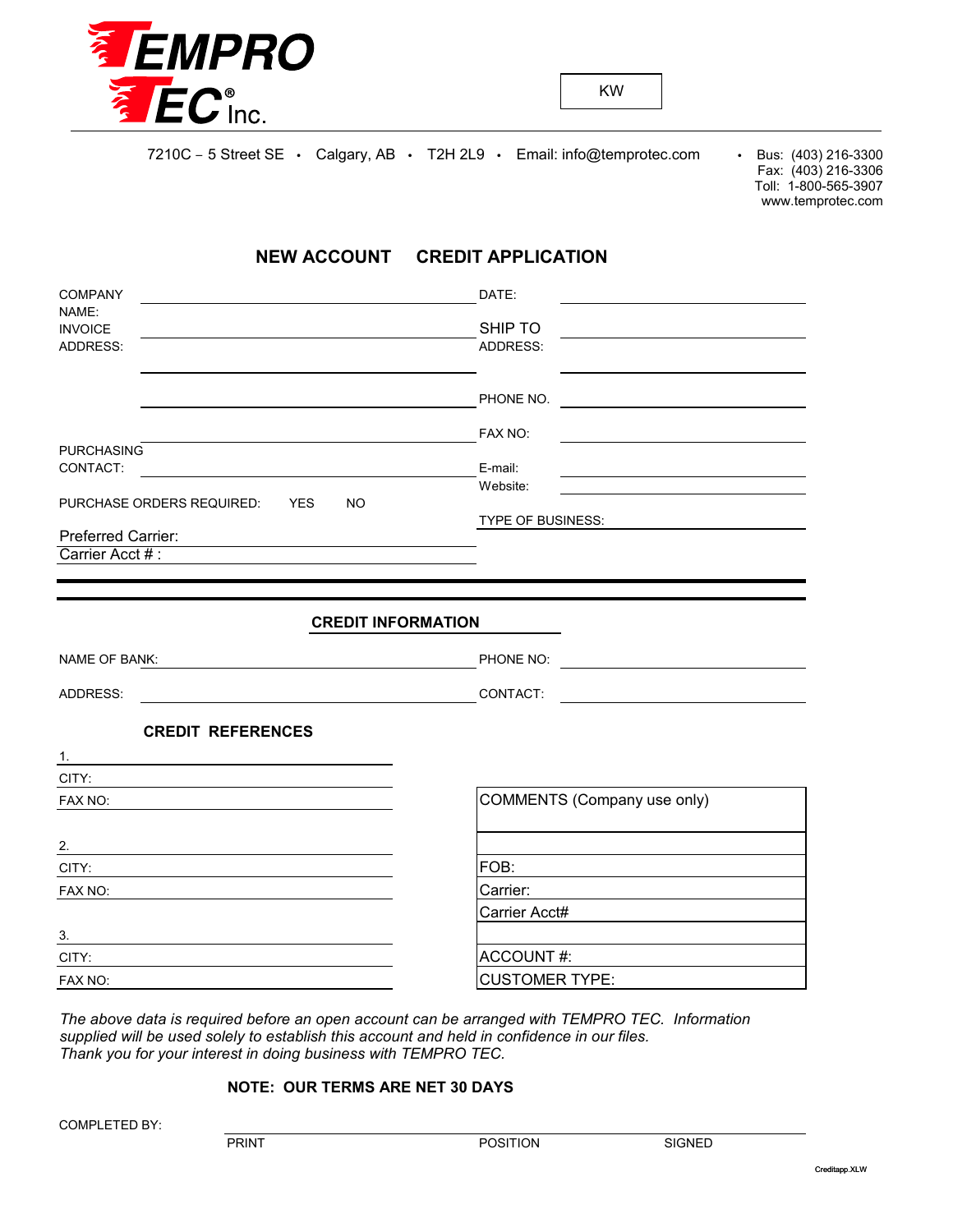**TEMPRO TEC® Inc.**

KW

7210C – 5 Street SE • Calgary, AB • T2H 2L9 • Email: info@temprotec.com • Bus: (403) 216-3300
Fax: (403) 216-3306
Toll: 1-800-565-3907
www.temprotec.com

# NEW ACCOUNT CREDIT APPLICATION

COMPANY NAME: ____________________ DATE: ____________________

INVOICE ADDRESS: ____________________ SHIP TO ADDRESS: ____________________

____________________ ____________________

____________________ PHONE NO. ____________________

____________________ FAX NO: ____________________

PURCHASING CONTACT: ____________________ E-mail: ____________________

Website: ____________________

PURCHASE ORDERS REQUIRED: YES NO

TYPE OF BUSINESS: ____________________

Preferred Carrier: ____________________

Carrier Acct # : ____________________

## CREDIT INFORMATION

NAME OF BANK: ____________________ PHONE NO: ____________________

ADDRESS: ____________________ CONTACT: ____________________

### CREDIT REFERENCES

1. ____________________

CITY: ____________________

FAX NO: ____________________

2. ____________________

CITY: ____________________

FAX NO: ____________________

3. ____________________

CITY: ____________________

FAX NO: ____________________

| COMMENTS (Company use only) |
|---|
| |
| FOB: |
| Carrier: |
| Carrier Acct# |
| |
| ACCOUNT #: |
| CUSTOMER TYPE: |

*The above data is required before an open account can be arranged with TEMPRO TEC. Information supplied will be used solely to establish this account and held in confidence in our files.*
*Thank you for your interest in doing business with TEMPRO TEC.*

**NOTE: OUR TERMS ARE NET 30 DAYS**

COMPLETED BY: ____________________

PRINT POSITION SIGNED

Creditapp.XLW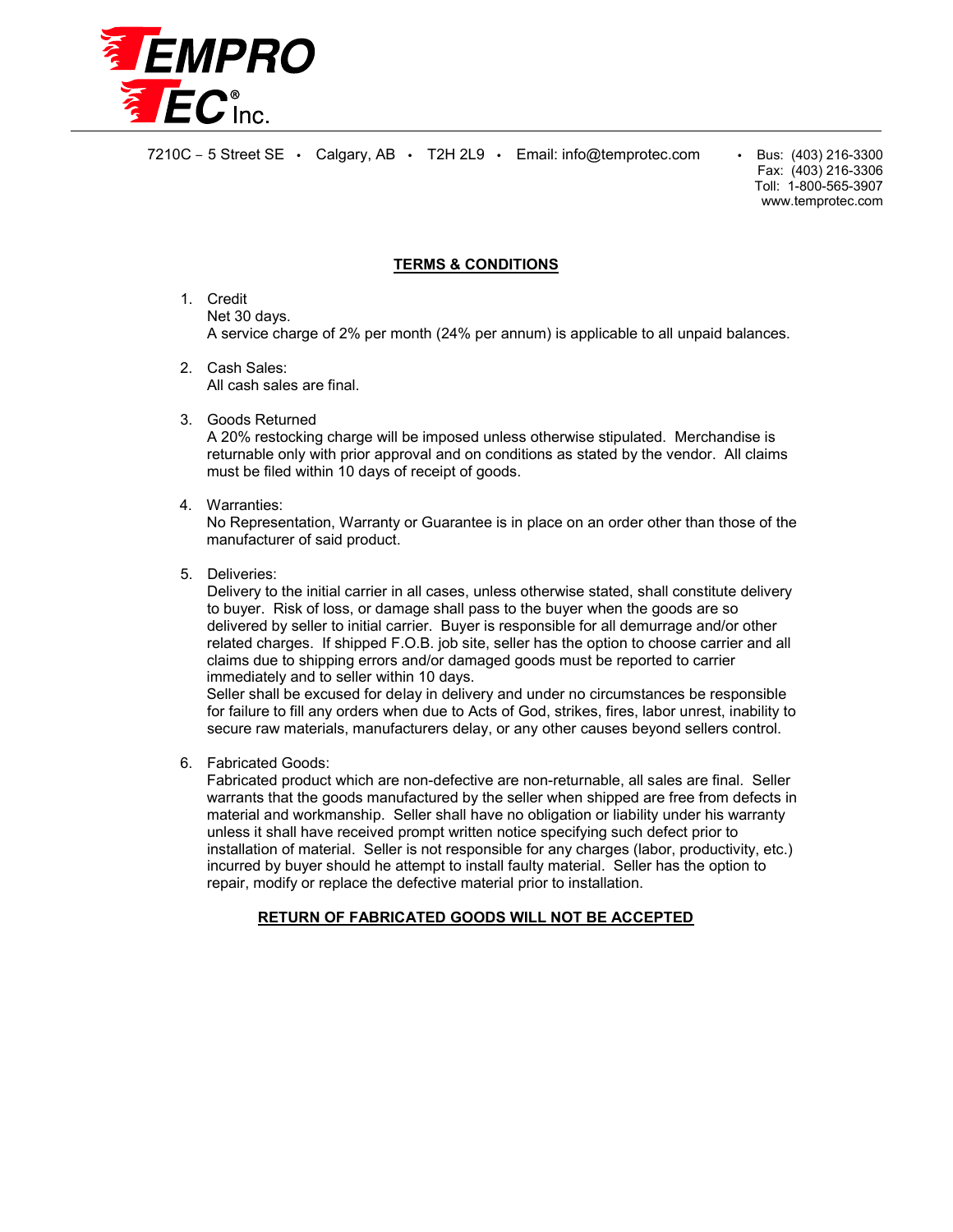**TEMPRO TEC® Inc.**

7210C – 5 Street SE • Calgary, AB • T2H 2L9 • Email: info@temprotec.com • Bus: (403) 216-3300
Fax: (403) 216-3306
Toll: 1-800-565-3907
www.temprotec.com

# TERMS & CONDITIONS

1. Credit
   Net 30 days.
   A service charge of 2% per month (24% per annum) is applicable to all unpaid balances.

2. Cash Sales:
   All cash sales are final.

3. Goods Returned
   A 20% restocking charge will be imposed unless otherwise stipulated. Merchandise is returnable only with prior approval and on conditions as stated by the vendor. All claims must be filed within 10 days of receipt of goods.

4. Warranties:
   No Representation, Warranty or Guarantee is in place on an order other than those of the manufacturer of said product.

5. Deliveries:
   Delivery to the initial carrier in all cases, unless otherwise stated, shall constitute delivery to buyer. Risk of loss, or damage shall pass to the buyer when the goods are so delivered by seller to initial carrier. Buyer is responsible for all demurrage and/or other related charges. If shipped F.O.B. job site, seller has the option to choose carrier and all claims due to shipping errors and/or damaged goods must be reported to carrier immediately and to seller within 10 days.
   Seller shall be excused for delay in delivery and under no circumstances be responsible for failure to fill any orders when due to Acts of God, strikes, fires, labor unrest, inability to secure raw materials, manufacturers delay, or any other causes beyond sellers control.

6. Fabricated Goods:
   Fabricated product which are non-defective are non-returnable, all sales are final. Seller warrants that the goods manufactured by the seller when shipped are free from defects in material and workmanship. Seller shall have no obligation or liability under his warranty unless it shall have received prompt written notice specifying such defect prior to installation of material. Seller is not responsible for any charges (labor, productivity, etc.) incurred by buyer should he attempt to install faulty material. Seller has the option to repair, modify or replace the defective material prior to installation.

**RETURN OF FABRICATED GOODS WILL NOT BE ACCEPTED**